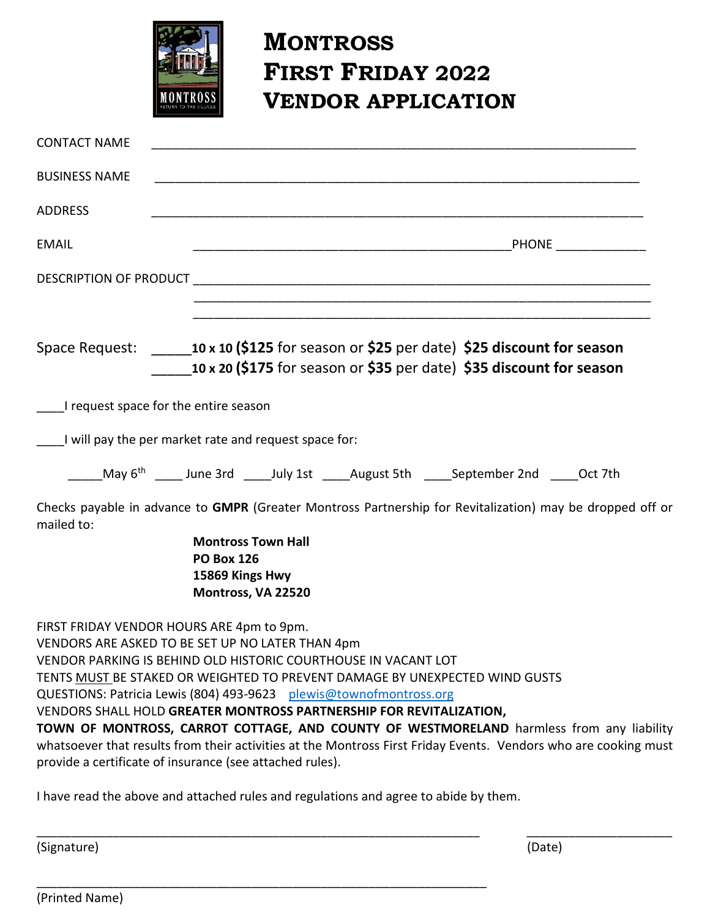# MONTROSS FIRST FRIDAY 2022 VENDOR APPLICATION

CONTACT NAME ______________________________________________________________________

BUSINESS NAME ______________________________________________________________________

ADDRESS ______________________________________________________________________

EMAIL ______________________________________________ PHONE _____________

DESCRIPTION OF PRODUCT ____________________________________________________________
____________________________________________________________
____________________________________________________________

Space Request: _____**10 x 10 ($125** for season or **$25** per date) **$25 discount for season**
_____**10 x 20 ($175** for season or **$35** per date) **$35 discount for season**

____I request space for the entire season

____I will pay the per market rate and request space for:

_____May 6th ____ June 3rd ____July 1st ____August 5th ____September 2nd ____Oct 7th

Checks payable in advance to **GMPR** (Greater Montross Partnership for Revitalization) may be dropped off or mailed to:

**Montross Town Hall**
**PO Box 126**
**15869 Kings Hwy**
**Montross, VA 22520**

FIRST FRIDAY VENDOR HOURS ARE 4pm to 9pm.
VENDORS ARE ASKED TO BE SET UP NO LATER THAN 4pm
VENDOR PARKING IS BEHIND OLD HISTORIC COURTHOUSE IN VACANT LOT
TENTS MUST BE STAKED OR WEIGHTED TO PREVENT DAMAGE BY UNEXPECTED WIND GUSTS
QUESTIONS: Patricia Lewis (804) 493-9623 plewis@townofmontross.org
VENDORS SHALL HOLD **GREATER MONTROSS PARTNERSHIP FOR REVITALIZATION, TOWN OF MONTROSS, CARROT COTTAGE, AND COUNTY OF WESTMORELAND** harmless from any liability whatsoever that results from their activities at the Montross First Friday Events. Vendors who are cooking must provide a certificate of insurance (see attached rules).

I have read the above and attached rules and regulations and agree to abide by them.

_________________________________________________________________ _____________________
(Signature) (Date)

_________________________________________________________________
(Printed Name)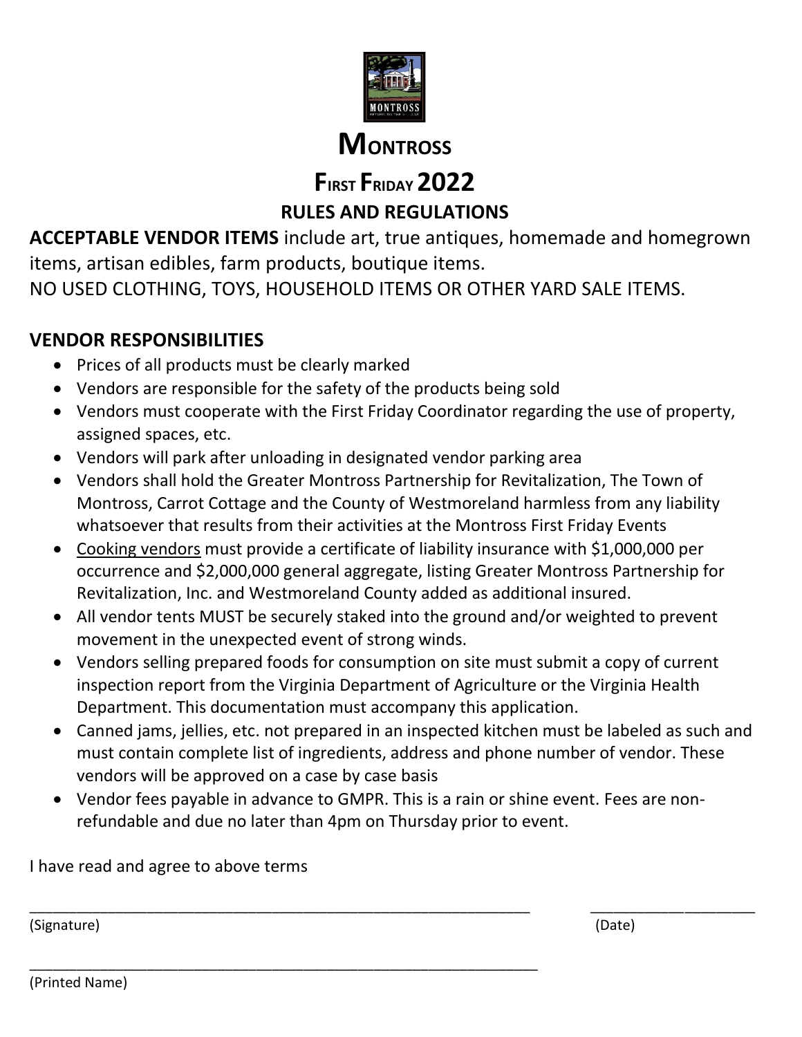# Montross

## First Friday 2022

### RULES AND REGULATIONS

**ACCEPTABLE VENDOR ITEMS** include art, true antiques, homemade and homegrown items, artisan edibles, farm products, boutique items.
NO USED CLOTHING, TOYS, HOUSEHOLD ITEMS OR OTHER YARD SALE ITEMS.

### VENDOR RESPONSIBILITIES

- Prices of all products must be clearly marked
- Vendors are responsible for the safety of the products being sold
- Vendors must cooperate with the First Friday Coordinator regarding the use of property, assigned spaces, etc.
- Vendors will park after unloading in designated vendor parking area
- Vendors shall hold the Greater Montross Partnership for Revitalization, The Town of Montross, Carrot Cottage and the County of Westmoreland harmless from any liability whatsoever that results from their activities at the Montross First Friday Events
- <u>Cooking vendors</u> must provide a certificate of liability insurance with $1,000,000 per occurrence and $2,000,000 general aggregate, listing Greater Montross Partnership for Revitalization, Inc. and Westmoreland County added as additional insured.
- All vendor tents MUST be securely staked into the ground and/or weighted to prevent movement in the unexpected event of strong winds.
- Vendors selling prepared foods for consumption on site must submit a copy of current inspection report from the Virginia Department of Agriculture or the Virginia Health Department. This documentation must accompany this application.
- Canned jams, jellies, etc. not prepared in an inspected kitchen must be labeled as such and must contain complete list of ingredients, address and phone number of vendor. These vendors will be approved on a case by case basis
- Vendor fees payable in advance to GMPR. This is a rain or shine event. Fees are non-refundable and due no later than 4pm on Thursday prior to event.

I have read and agree to above terms

_____________________________________________ ____________________

(Signature) (Date)

_____________________________________________

(Printed Name)